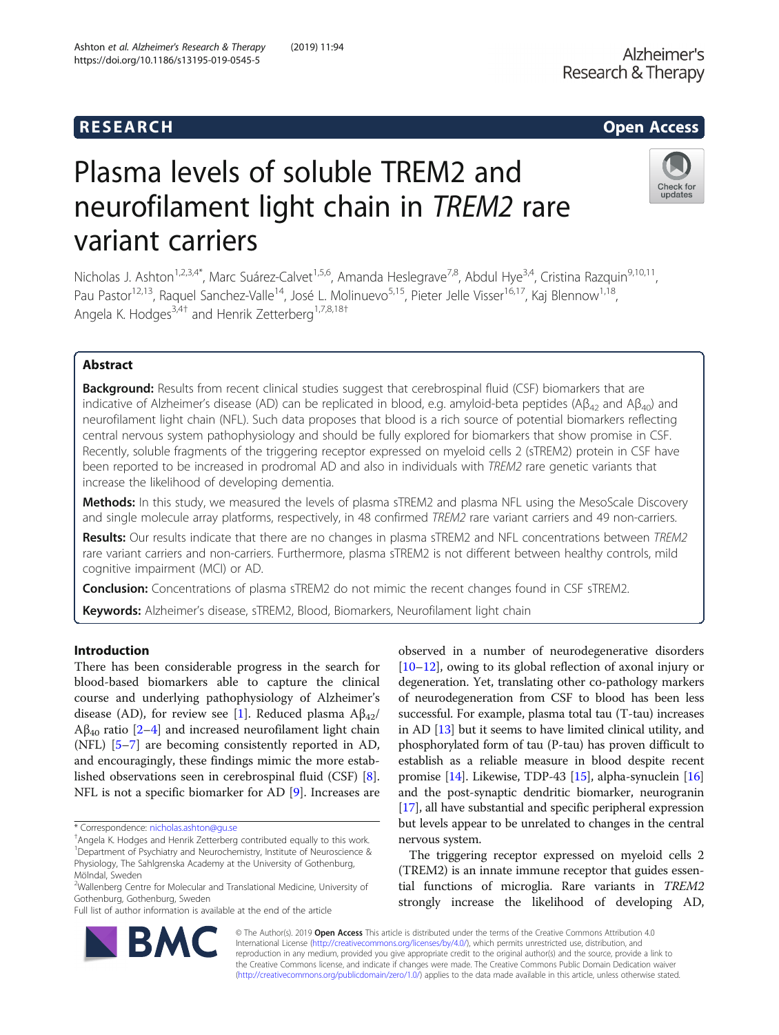RESEARCH

Open Access

# Plasma levels of soluble TREM2 and neurofilament light chain in *TREM2* rare variant carriers

Nicholas J. Ashton[1,2,3,4*], Marc Suárez-Calvet[1,5,6], Amanda Heslegrave[7,8], Abdul Hye[3,4], Cristina Razquin[9,10,11], Pau Pastor[12,13], Raquel Sanchez-Valle[14], José L. Molinuevo[5,15], Pieter Jelle Visser[16,17], Kaj Blennow[1,18], Angela K. Hodges[3,4†] and Henrik Zetterberg[1,7,8,18†]

## Abstract

**Background:** Results from recent clinical studies suggest that cerebrospinal fluid (CSF) biomarkers that are indicative of Alzheimer's disease (AD) can be replicated in blood, e.g. amyloid-beta peptides ($A\beta_{42}$ and $A\beta_{40}$) and neurofilament light chain (NFL). Such data proposes that blood is a rich source of potential biomarkers reflecting central nervous system pathophysiology and should be fully explored for biomarkers that show promise in CSF. Recently, soluble fragments of the triggering receptor expressed on myeloid cells 2 (sTREM2) protein in CSF have been reported to be increased in prodromal AD and also in individuals with *TREM2* rare genetic variants that increase the likelihood of developing dementia.

**Methods:** In this study, we measured the levels of plasma sTREM2 and plasma NFL using the MesoScale Discovery and single molecule array platforms, respectively, in 48 confirmed *TREM2* rare variant carriers and 49 non-carriers.

**Results:** Our results indicate that there are no changes in plasma sTREM2 and NFL concentrations between *TREM2* rare variant carriers and non-carriers. Furthermore, plasma sTREM2 is not different between healthy controls, mild cognitive impairment (MCI) or AD.

**Conclusion:** Concentrations of plasma sTREM2 do not mimic the recent changes found in CSF sTREM2.

**Keywords:** Alzheimer's disease, sTREM2, Blood, Biomarkers, Neurofilament light chain

## Introduction

There has been considerable progress in the search for blood-based biomarkers able to capture the clinical course and underlying pathophysiology of Alzheimer's disease (AD), for review see [1]. Reduced plasma $A\beta_{42}$/$A\beta_{40}$ ratio [2–4] and increased neurofilament light chain (NFL) [5–7] are becoming consistently reported in AD, and encouragingly, these findings mimic the more established observations seen in cerebrospinal fluid (CSF) [8]. NFL is not a specific biomarker for AD [9]. Increases are observed in a number of neurodegenerative disorders [10–12], owing to its global reflection of axonal injury or degeneration. Yet, translating other co-pathology markers of neurodegeneration from CSF to blood has been less successful. For example, plasma total tau (T-tau) increases in AD [13] but it seems to have limited clinical utility, and phosphorylated form of tau (P-tau) has proven difficult to establish as a reliable measure in blood despite recent promise [14]. Likewise, TDP-43 [15], alpha-synuclein [16] and the post-synaptic dendritic biomarker, neurogranin [17], all have substantial and specific peripheral expression but levels appear to be unrelated to changes in the central nervous system.

The triggering receptor expressed on myeloid cells 2 (TREM2) is an innate immune receptor that guides essential functions of microglia. Rare variants in *TREM2* strongly increase the likelihood of developing AD,

* Correspondence: nicholas.ashton@gu.se
†Angela K. Hodges and Henrik Zetterberg contributed equally to this work.
[1]Department of Psychiatry and Neurochemistry, Institute of Neuroscience & Physiology, The Sahlgrenska Academy at the University of Gothenburg, Mölndal, Sweden
[2]Wallenberg Centre for Molecular and Translational Medicine, University of Gothenburg, Gothenburg, Sweden
Full list of author information is available at the end of the article

© The Author(s). 2019 **Open Access** This article is distributed under the terms of the Creative Commons Attribution 4.0 International License (http://creativecommons.org/licenses/by/4.0/), which permits unrestricted use, distribution, and reproduction in any medium, provided you give appropriate credit to the original author(s) and the source, provide a link to the Creative Commons license, and indicate if changes were made. The Creative Commons Public Domain Dedication waiver (http://creativecommons.org/publicdomain/zero/1.0/) applies to the data made available in this article, unless otherwise stated.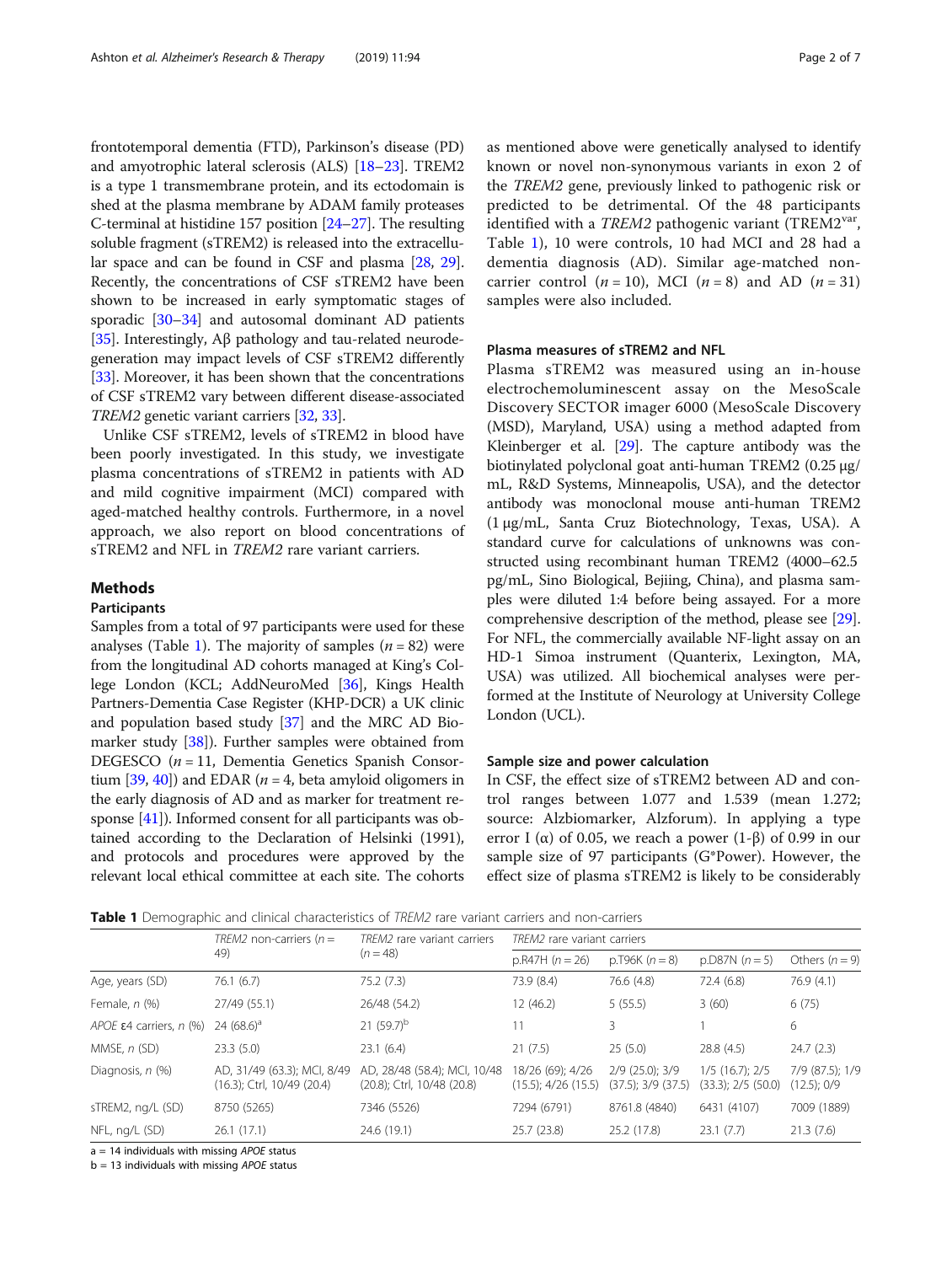frontotemporal dementia (FTD), Parkinson's disease (PD) and amyotrophic lateral sclerosis (ALS) [18–23]. TREM2 is a type 1 transmembrane protein, and its ectodomain is shed at the plasma membrane by ADAM family proteases C-terminal at histidine 157 position [24–27]. The resulting soluble fragment (sTREM2) is released into the extracellular space and can be found in CSF and plasma [28, 29]. Recently, the concentrations of CSF sTREM2 have been shown to be increased in early symptomatic stages of sporadic [30–34] and autosomal dominant AD patients [35]. Interestingly, Aβ pathology and tau-related neurodegeneration may impact levels of CSF sTREM2 differently [33]. Moreover, it has been shown that the concentrations of CSF sTREM2 vary between different disease-associated *TREM2* genetic variant carriers [32, 33].

Unlike CSF sTREM2, levels of sTREM2 in blood have been poorly investigated. In this study, we investigate plasma concentrations of sTREM2 in patients with AD and mild cognitive impairment (MCI) compared with aged-matched healthy controls. Furthermore, in a novel approach, we also report on blood concentrations of sTREM2 and NFL in *TREM2* rare variant carriers.

## Methods

### Participants

Samples from a total of 97 participants were used for these analyses (Table 1). The majority of samples ($n = 82$) were from the longitudinal AD cohorts managed at King's College London (KCL; AddNeuroMed [36], Kings Health Partners-Dementia Case Register (KHP-DCR) a UK clinic and population based study [37] and the MRC AD Biomarker study [38]). Further samples were obtained from DEGESCO ($n = 11$, Dementia Genetics Spanish Consortium [39, 40]) and EDAR ($n = 4$, beta amyloid oligomers in the early diagnosis of AD and as marker for treatment response [41]). Informed consent for all participants was obtained according to the Declaration of Helsinki (1991), and protocols and procedures were approved by the relevant local ethical committee at each site. The cohorts as mentioned above were genetically analysed to identify known or novel non-synonymous variants in exon 2 of the *TREM2* gene, previously linked to pathogenic risk or predicted to be detrimental. Of the 48 participants identified with a *TREM2* pathogenic variant (TREM2$^{var}$, Table 1), 10 were controls, 10 had MCI and 28 had a dementia diagnosis (AD). Similar age-matched non-carrier control ($n = 10$), MCI ($n = 8$) and AD ($n = 31$) samples were also included.

### Plasma measures of sTREM2 and NFL

Plasma sTREM2 was measured using an in-house electrochemoluminescent assay on the MesoScale Discovery SECTOR imager 6000 (MesoScale Discovery (MSD), Maryland, USA) using a method adapted from Kleinberger et al. [29]. The capture antibody was the biotinylated polyclonal goat anti-human TREM2 (0.25 μg/mL, R&D Systems, Minneapolis, USA), and the detector antibody was monoclonal mouse anti-human TREM2 (1 μg/mL, Santa Cruz Biotechnology, Texas, USA). A standard curve for calculations of unknowns was constructed using recombinant human TREM2 (4000–62.5 pg/mL, Sino Biological, Bejiing, China), and plasma samples were diluted 1:4 before being assayed. For a more comprehensive description of the method, please see [29]. For NFL, the commercially available NF-light assay on an HD-1 Simoa instrument (Quanterix, Lexington, MA, USA) was utilized. All biochemical analyses were performed at the Institute of Neurology at University College London (UCL).

### Sample size and power calculation

In CSF, the effect size of sTREM2 between AD and control ranges between 1.077 and 1.539 (mean 1.272; source: Alzbiomarker, Alzforum). In applying a type error I (α) of 0.05, we reach a power (1-β) of 0.99 in our sample size of 97 participants (G*Power). However, the effect size of plasma sTREM2 is likely to be considerably

**Table 1** Demographic and clinical characteristics of *TREM2* rare variant carriers and non-carriers

| | *TREM2* non-carriers ($n = 49$) | *TREM2* rare variant carriers ($n = 48$) | *TREM2* rare variant carriers | | | |
|---|---|---|---|---|---|---|
| | | | p.R47H ($n = 26$) | p.T96K ($n = 8$) | p.D87N ($n = 5$) | Others ($n = 9$) |
| Age, years (SD) | 76.1 (6.7) | 75.2 (7.3) | 73.9 (8.4) | 76.6 (4.8) | 72.4 (6.8) | 76.9 (4.1) |
| Female, n (%) | 27/49 (55.1) | 26/48 (54.2) | 12 (46.2) | 5 (55.5) | 3 (60) | 6 (75) |
| *APOE* ε4 carriers, n (%) | 24 (68.6)[a] | 21 (59.7)[b] | 11 | 3 | 1 | 6 |
| MMSE, n (SD) | 23.3 (5.0) | 23.1 (6.4) | 21 (7.5) | 25 (5.0) | 28.8 (4.5) | 24.7 (2.3) |
| Diagnosis, n (%) | AD, 31/49 (63.3); MCI, 8/49 (16.3); Ctrl, 10/49 (20.4) | AD, 28/48 (58.4); MCI, 10/48 (20.8); Ctrl, 10/48 (20.8) | 18/26 (69); 4/26 (15.5); 4/26 (15.5) | 2/9 (25.0); 3/9 (37.5); 3/9 (37.5) | 1/5 (16.7); 2/5 (33.3); 2/5 (50.0) | 7/9 (87.5); 1/9 (12.5); 0/9 |
| sTREM2, ng/L (SD) | 8750 (5265) | 7346 (5526) | 7294 (6791) | 8761.8 (4840) | 6431 (4107) | 7009 (1889) |
| NFL, ng/L (SD) | 26.1 (17.1) | 24.6 (19.1) | 25.7 (23.8) | 25.2 (17.8) | 23.1 (7.7) | 21.3 (7.6) |

a = 14 individuals with missing *APOE* status
b = 13 individuals with missing *APOE* status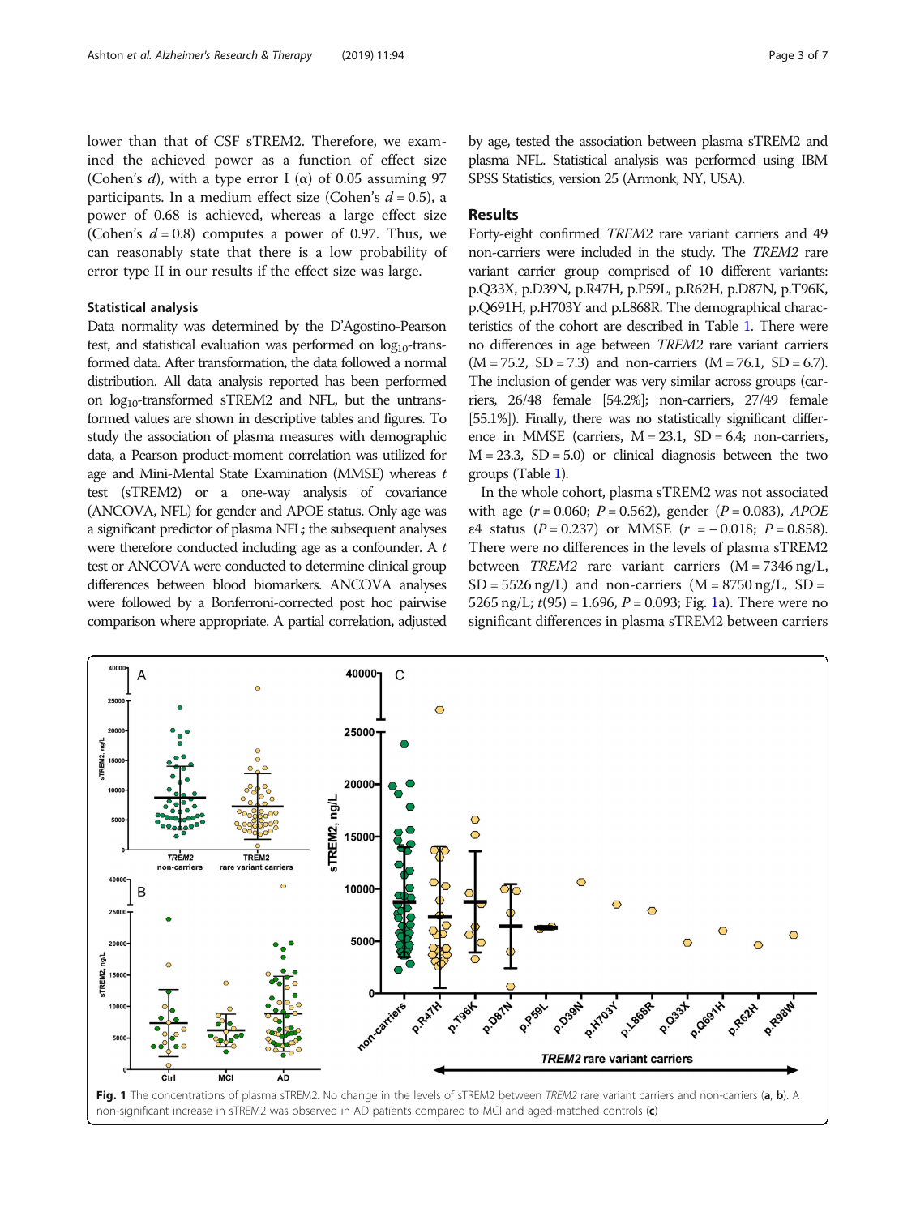lower than that of CSF sTREM2. Therefore, we examined the achieved power as a function of effect size (Cohen's $d$), with a type error I ($\alpha$) of 0.05 assuming 97 participants. In a medium effect size (Cohen's $d = 0.5$), a power of 0.68 is achieved, whereas a large effect size (Cohen's $d = 0.8$) computes a power of 0.97. Thus, we can reasonably state that there is a low probability of error type II in our results if the effect size was large.

### Statistical analysis

Data normality was determined by the D'Agostino-Pearson test, and statistical evaluation was performed on $\log_{10}$-transformed data. After transformation, the data followed a normal distribution. All data analysis reported has been performed on $\log_{10}$-transformed sTREM2 and NFL, but the untransformed values are shown in descriptive tables and figures. To study the association of plasma measures with demographic data, a Pearson product-moment correlation was utilized for age and Mini-Mental State Examination (MMSE) whereas $t$ test (sTREM2) or a one-way analysis of covariance (ANCOVA, NFL) for gender and APOE status. Only age was a significant predictor of plasma NFL; the subsequent analyses were therefore conducted including age as a confounder. A $t$ test or ANCOVA were conducted to determine clinical group differences between blood biomarkers. ANCOVA analyses were followed by a Bonferroni-corrected post hoc pairwise comparison where appropriate. A partial correlation, adjusted by age, tested the association between plasma sTREM2 and plasma NFL. Statistical analysis was performed using IBM SPSS Statistics, version 25 (Armonk, NY, USA).

## Results

Forty-eight confirmed *TREM2* rare variant carriers and 49 non-carriers were included in the study. The *TREM2* rare variant carrier group comprised of 10 different variants: p.Q33X, p.D39N, p.R47H, p.P59L, p.R62H, p.D87N, p.T96K, p.Q691H, p.H703Y and p.L868R. The demographical characteristics of the cohort are described in Table 1. There were no differences in age between *TREM2* rare variant carriers (M = 75.2, SD = 7.3) and non-carriers (M = 76.1, SD = 6.7). The inclusion of gender was very similar across groups (carriers, 26/48 female [54.2%]; non-carriers, 27/49 female [55.1%]). Finally, there was no statistically significant difference in MMSE (carriers, M = 23.1, SD = 6.4; non-carriers, M = 23.3, SD = 5.0) or clinical diagnosis between the two groups (Table 1).

In the whole cohort, plasma sTREM2 was not associated with age ($r = 0.060$; $P = 0.562$), gender ($P = 0.083$), *APOE* ε4 status ($P = 0.237$) or MMSE ($r = -0.018$; $P = 0.858$). There were no differences in the levels of plasma sTREM2 between *TREM2* rare variant carriers (M = 7346 ng/L, SD = 5526 ng/L) and non-carriers (M = 8750 ng/L, SD = 5265 ng/L; $t(95) = 1.696$, $P = 0.093$; Fig. 1a). There were no significant differences in plasma sTREM2 between carriers

A
sTREM2, ng/L
40000
25000
20000
15000
10000
5000
0
TREM2 non-carriers
TREM2 rare variant carriers

B
sTREM2, ng/L
40000
25000
20000
15000
10000
5000
0
Ctrl
MCI
AD

C
sTREM2, ng/L
40000
25000
20000
15000
10000
5000
0
non-carriers
p.R47H
p.T96K
p.D87N
p.P59L
p.D39N
p.H703Y
p.L868R
p.Q33X
p.Q691H
p.R62H
p.R98W
TREM2 rare variant carriers

**Fig. 1** The concentrations of plasma sTREM2. No change in the levels of sTREM2 between *TREM2* rare variant carriers and non-carriers (**a**, **b**). A non-significant increase in sTREM2 was observed in AD patients compared to MCI and aged-matched controls (**c**)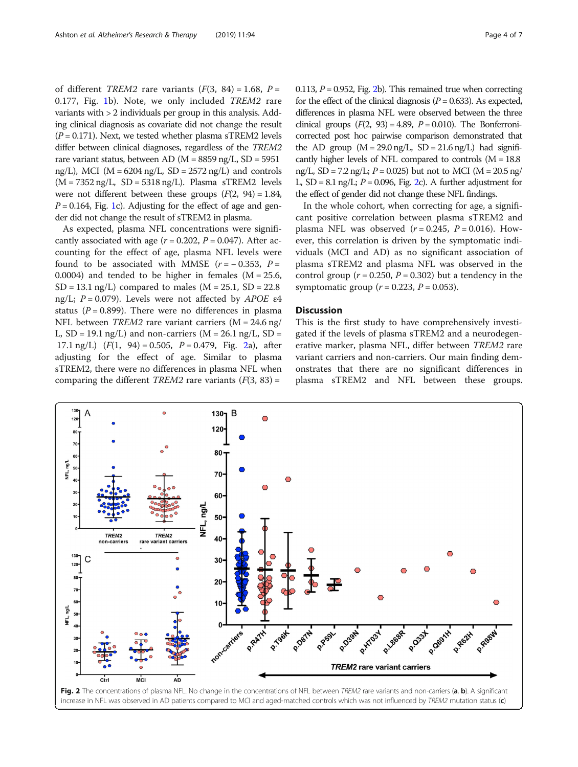of different *TREM2* rare variants ($F(3, 84) = 1.68$, $P = 0.177$, Fig. 1b). Note, we only included *TREM2* rare variants with > 2 individuals per group in this analysis. Adding clinical diagnosis as covariate did not change the result ($P = 0.171$). Next, we tested whether plasma sTREM2 levels differ between clinical diagnoses, regardless of the *TREM2* rare variant status, between AD (M = 8859 ng/L, SD = 5951 ng/L), MCI (M = 6204 ng/L, SD = 2572 ng/L) and controls (M = 7352 ng/L, SD = 5318 ng/L). Plasma sTREM2 levels were not different between these groups ($F(2, 94) = 1.84$, $P = 0.164$, Fig. 1c). Adjusting for the effect of age and gender did not change the result of sTREM2 in plasma.

As expected, plasma NFL concentrations were significantly associated with age ($r = 0.202$, $P = 0.047$). After accounting for the effect of age, plasma NFL levels were found to be associated with MMSE ($r = -0.353$, $P = 0.0004$) and tended to be higher in females (M = 25.6, SD = 13.1 ng/L) compared to males (M = 25.1, SD = 22.8 ng/L; $P = 0.079$). Levels were not affected by *APOE* ε4 status ($P = 0.899$). There were no differences in plasma NFL between *TREM2* rare variant carriers (M = 24.6 ng/L, SD = 19.1 ng/L) and non-carriers (M = 26.1 ng/L, SD = 17.1 ng/L) ($F(1, 94) = 0.505$, $P = 0.479$, Fig. 2a), after adjusting for the effect of age. Similar to plasma sTREM2, there were no differences in plasma NFL when comparing the different *TREM2* rare variants ($F(3, 83) = 0.113$, $P = 0.952$, Fig. 2b). This remained true when correcting for the effect of the clinical diagnosis ($P = 0.633$). As expected, differences in plasma NFL were observed between the three clinical groups ($F(2, 93) = 4.89$, $P = 0.010$). The Bonferroni-corrected post hoc pairwise comparison demonstrated that the AD group (M = 29.0 ng/L, SD = 21.6 ng/L) had significantly higher levels of NFL compared to controls (M = 18.8 ng/L, SD = 7.2 ng/L; $P = 0.025$) but not to MCI (M = 20.5 ng/L, SD = 8.1 ng/L; $P = 0.096$, Fig. 2c). A further adjustment for the effect of gender did not change these NFL findings.

In the whole cohort, when correcting for age, a significant positive correlation between plasma sTREM2 and plasma NFL was observed ($r = 0.245$, $P = 0.016$). However, this correlation is driven by the symptomatic individuals (MCI and AD) as no significant association of plasma sTREM2 and plasma NFL was observed in the control group ($r = 0.250$, $P = 0.302$) but a tendency in the symptomatic group ($r = 0.223$, $P = 0.053$).

## Discussion

This is the first study to have comprehensively investigated if the levels of plasma sTREM2 and a neurodegenerative marker, plasma NFL, differ between *TREM2* rare variant carriers and non-carriers. Our main finding demonstrates that there are no significant differences in plasma sTREM2 and NFL between these groups.

A
NFL, ng/L
*TREM2* non-carriers
*TREM2* rare variant carriers

B
NFL, ng/L
non-carriers, p.R47H, p.T96K, p.D87N, p.P59L, p.D39N, p.H703Y, p.L868R, p.Q33X, p.Q691H, p.R62H, p.R98W
*TREM2* rare variant carriers

C
NFL, ng/L
Ctrl, MCI, AD

**Fig. 2** The concentrations of plasma NFL. No change in the concentrations of NFL between *TREM2* rare variants and non-carriers (**a**, **b**). A significant increase in NFL was observed in AD patients compared to MCI and aged-matched controls which was not influenced by *TREM2* mutation status (**c**)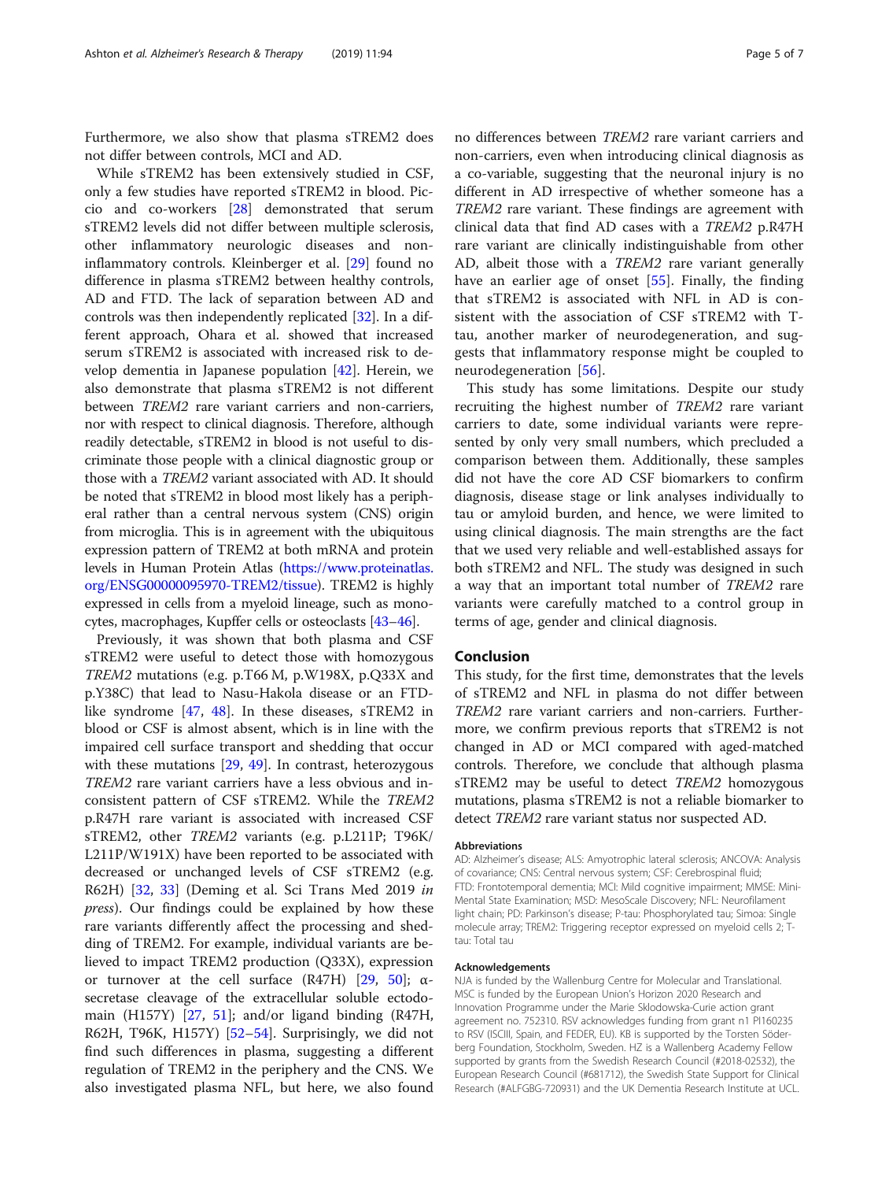Furthermore, we also show that plasma sTREM2 does not differ between controls, MCI and AD.

While sTREM2 has been extensively studied in CSF, only a few studies have reported sTREM2 in blood. Piccio and co-workers [28] demonstrated that serum sTREM2 levels did not differ between multiple sclerosis, other inflammatory neurologic diseases and non-inflammatory controls. Kleinberger et al. [29] found no difference in plasma sTREM2 between healthy controls, AD and FTD. The lack of separation between AD and controls was then independently replicated [32]. In a different approach, Ohara et al. showed that increased serum sTREM2 is associated with increased risk to develop dementia in Japanese population [42]. Herein, we also demonstrate that plasma sTREM2 is not different between *TREM2* rare variant carriers and non-carriers, nor with respect to clinical diagnosis. Therefore, although readily detectable, sTREM2 in blood is not useful to discriminate those people with a clinical diagnostic group or those with a *TREM2* variant associated with AD. It should be noted that sTREM2 in blood most likely has a peripheral rather than a central nervous system (CNS) origin from microglia. This is in agreement with the ubiquitous expression pattern of TREM2 at both mRNA and protein levels in Human Protein Atlas (https://www.proteinatlas.org/ENSG00000095970-TREM2/tissue). TREM2 is highly expressed in cells from a myeloid lineage, such as monocytes, macrophages, Kupffer cells or osteoclasts [43–46].

Previously, it was shown that both plasma and CSF sTREM2 were useful to detect those with homozygous *TREM2* mutations (e.g. p.T66 M, p.W198X, p.Q33X and p.Y38C) that lead to Nasu-Hakola disease or an FTD-like syndrome [47, 48]. In these diseases, sTREM2 in blood or CSF is almost absent, which is in line with the impaired cell surface transport and shedding that occur with these mutations [29, 49]. In contrast, heterozygous *TREM2* rare variant carriers have a less obvious and inconsistent pattern of CSF sTREM2. While the *TREM2* p.R47H rare variant is associated with increased CSF sTREM2, other *TREM2* variants (e.g. p.L211P; T96K/L211P/W191X) have been reported to be associated with decreased or unchanged levels of CSF sTREM2 (e.g. R62H) [32, 33] (Deming et al. Sci Trans Med 2019 *in press*). Our findings could be explained by how these rare variants differently affect the processing and shedding of TREM2. For example, individual variants are believed to impact TREM2 production (Q33X), expression or turnover at the cell surface (R47H) [29, 50]; α-secretase cleavage of the extracellular soluble ectodomain (H157Y) [27, 51]; and/or ligand binding (R47H, R62H, T96K, H157Y) [52–54]. Surprisingly, we did not find such differences in plasma, suggesting a different regulation of TREM2 in the periphery and the CNS. We also investigated plasma NFL, but here, we also found no differences between *TREM2* rare variant carriers and non-carriers, even when introducing clinical diagnosis as a co-variable, suggesting that the neuronal injury is no different in AD irrespective of whether someone has a *TREM2* rare variant. These findings are agreement with clinical data that find AD cases with a *TREM2* p.R47H rare variant are clinically indistinguishable from other AD, albeit those with a *TREM2* rare variant generally have an earlier age of onset [55]. Finally, the finding that sTREM2 is associated with NFL in AD is consistent with the association of CSF sTREM2 with T-tau, another marker of neurodegeneration, and suggests that inflammatory response might be coupled to neurodegeneration [56].

This study has some limitations. Despite our study recruiting the highest number of *TREM2* rare variant carriers to date, some individual variants were represented by only very small numbers, which precluded a comparison between them. Additionally, these samples did not have the core AD CSF biomarkers to confirm diagnosis, disease stage or link analyses individually to tau or amyloid burden, and hence, we were limited to using clinical diagnosis. The main strengths are the fact that we used very reliable and well-established assays for both sTREM2 and NFL. The study was designed in such a way that an important total number of *TREM2* rare variants were carefully matched to a control group in terms of age, gender and clinical diagnosis.

## Conclusion

This study, for the first time, demonstrates that the levels of sTREM2 and NFL in plasma do not differ between *TREM2* rare variant carriers and non-carriers. Furthermore, we confirm previous reports that sTREM2 is not changed in AD or MCI compared with aged-matched controls. Therefore, we conclude that although plasma sTREM2 may be useful to detect *TREM2* homozygous mutations, plasma sTREM2 is not a reliable biomarker to detect *TREM2* rare variant status nor suspected AD.

#### Abbreviations

AD: Alzheimer's disease; ALS: Amyotrophic lateral sclerosis; ANCOVA: Analysis of covariance; CNS: Central nervous system; CSF: Cerebrospinal fluid; FTD: Frontotemporal dementia; MCI: Mild cognitive impairment; MMSE: Mini-Mental State Examination; MSD: MesoScale Discovery; NFL: Neurofilament light chain; PD: Parkinson's disease; P-tau: Phosphorylated tau; Simoa: Single molecule array; TREM2: Triggering receptor expressed on myeloid cells 2; T-tau: Total tau

#### Acknowledgements

NJA is funded by the Wallenburg Centre for Molecular and Translational. MSC is funded by the European Union's Horizon 2020 Research and Innovation Programme under the Marie Sklodowska-Curie action grant agreement no. 752310. RSV acknowledges funding from grant n1 PI160235 to RSV (ISCIII, Spain, and FEDER, EU). KB is supported by the Torsten Söderberg Foundation, Stockholm, Sweden. HZ is a Wallenberg Academy Fellow supported by grants from the Swedish Research Council (#2018-02532), the European Research Council (#681712), the Swedish State Support for Clinical Research (#ALFGBG-720931) and the UK Dementia Research Institute at UCL.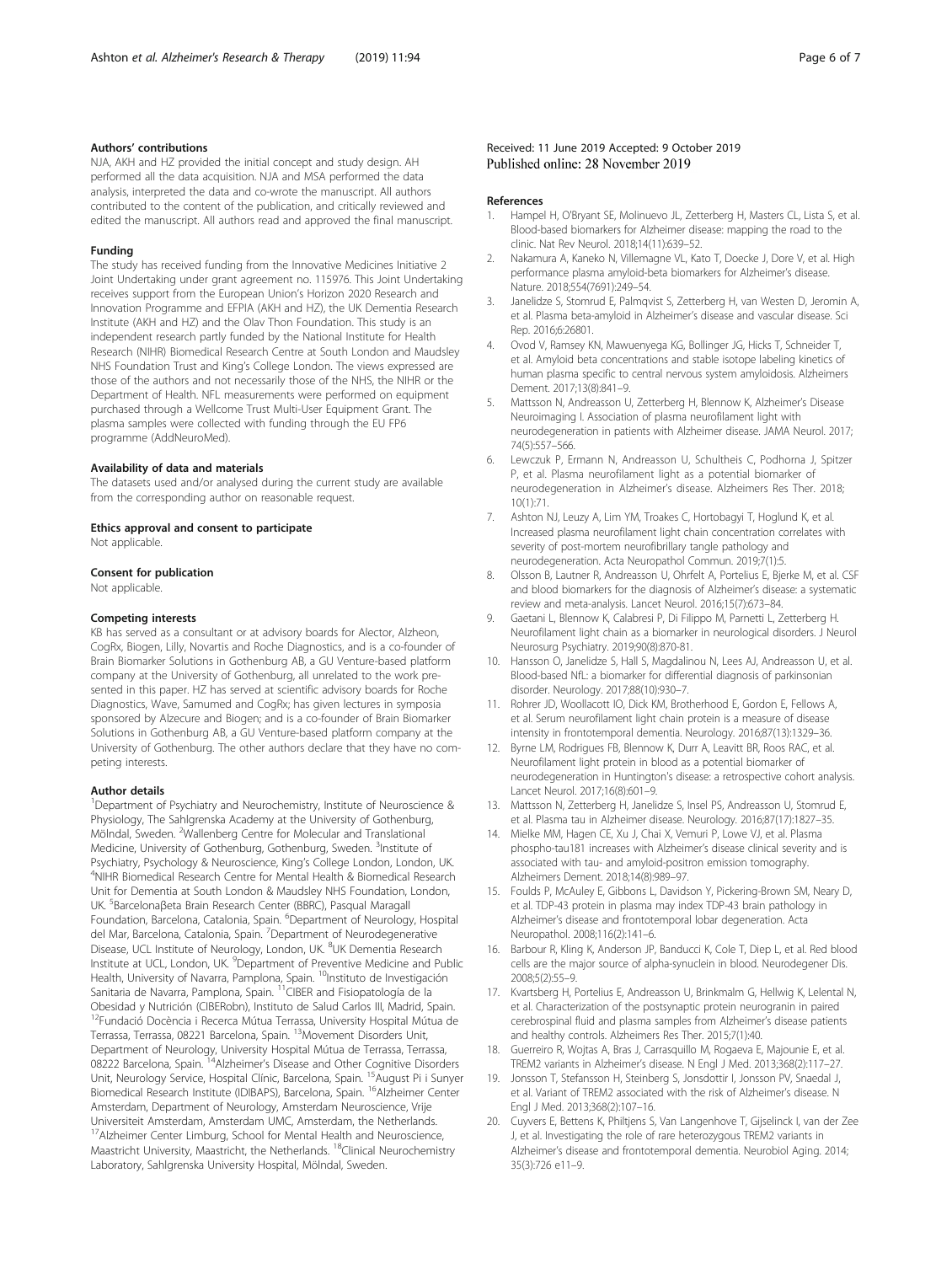### Authors' contributions

NJA, AKH and HZ provided the initial concept and study design. AH performed all the data acquisition. NJA and MSA performed the data analysis, interpreted the data and co-wrote the manuscript. All authors contributed to the content of the publication, and critically reviewed and edited the manuscript. All authors read and approved the final manuscript.

### Funding

The study has received funding from the Innovative Medicines Initiative 2 Joint Undertaking under grant agreement no. 115976. This Joint Undertaking receives support from the European Union's Horizon 2020 Research and Innovation Programme and EFPIA (AKH and HZ), the UK Dementia Research Institute (AKH and HZ) and the Olav Thon Foundation. This study is an independent research partly funded by the National Institute for Health Research (NIHR) Biomedical Research Centre at South London and Maudsley NHS Foundation Trust and King's College London. The views expressed are those of the authors and not necessarily those of the NHS, the NIHR or the Department of Health. NFL measurements were performed on equipment purchased through a Wellcome Trust Multi-User Equipment Grant. The plasma samples were collected with funding through the EU FP6 programme (AddNeuroMed).

### Availability of data and materials

The datasets used and/or analysed during the current study are available from the corresponding author on reasonable request.

### Ethics approval and consent to participate

Not applicable.

### Consent for publication

Not applicable.

### Competing interests

KB has served as a consultant or at advisory boards for Alector, Alzheon, CogRx, Biogen, Lilly, Novartis and Roche Diagnostics, and is a co-founder of Brain Biomarker Solutions in Gothenburg AB, a GU Venture-based platform company at the University of Gothenburg, all unrelated to the work presented in this paper. HZ has served at scientific advisory boards for Roche Diagnostics, Wave, Samumed and CogRx; has given lectures in symposia sponsored by Alzecure and Biogen; and is a co-founder of Brain Biomarker Solutions in Gothenburg AB, a GU Venture-based platform company at the University of Gothenburg. The other authors declare that they have no competing interests.

### Author details

[1]Department of Psychiatry and Neurochemistry, Institute of Neuroscience & Physiology, The Sahlgrenska Academy at the University of Gothenburg, Mölndal, Sweden. [2]Wallenberg Centre for Molecular and Translational Medicine, University of Gothenburg, Gothenburg, Sweden. [3]Institute of Psychiatry, Psychology & Neuroscience, King's College London, London, UK. [4]NIHR Biomedical Research Centre for Mental Health & Biomedical Research Unit for Dementia at South London & Maudsley NHS Foundation, London, UK. [5]Barcelonaβeta Brain Research Center (BBRC), Pasqual Maragall Foundation, Barcelona, Catalonia, Spain. [6]Department of Neurology, Hospital del Mar, Barcelona, Catalonia, Spain. [7]Department of Neurodegenerative Disease, UCL Institute of Neurology, London, UK. [8]UK Dementia Research Institute at UCL, London, UK. [9]Department of Preventive Medicine and Public Health, University of Navarra, Pamplona, Spain. [10]Instituto de Investigación Sanitaria de Navarra, Pamplona, Spain. [11]CIBER and Fisiopatología de la Obesidad y Nutrición (CIBERobn), Instituto de Salud Carlos III, Madrid, Spain. [12]Fundació Docència i Recerca Mútua Terrassa, University Hospital Mútua de Terrassa, Terrassa, 08221 Barcelona, Spain. [13]Movement Disorders Unit, Department of Neurology, University Hospital Mútua de Terrassa, Terrassa, 08222 Barcelona, Spain. [14]Alzheimer's Disease and Other Cognitive Disorders Unit, Neurology Service, Hospital Clínic, Barcelona, Spain. [15]August Pi i Sunyer Biomedical Research Institute (IDIBAPS), Barcelona, Spain. [16]Alzheimer Center Amsterdam, Department of Neurology, Amsterdam Neuroscience, Vrije Universiteit Amsterdam, Amsterdam UMC, Amsterdam, the Netherlands. [17]Alzheimer Center Limburg, School for Mental Health and Neuroscience, Maastricht University, Maastricht, the Netherlands. [18]Clinical Neurochemistry Laboratory, Sahlgrenska University Hospital, Mölndal, Sweden.

Received: 11 June 2019 Accepted: 9 October 2019
Published online: 28 November 2019

### References

1. Hampel H, O'Bryant SE, Molinuevo JL, Zetterberg H, Masters CL, Lista S, et al. Blood-based biomarkers for Alzheimer disease: mapping the road to the clinic. Nat Rev Neurol. 2018;14(11):639–52.
2. Nakamura A, Kaneko N, Villemagne VL, Kato T, Doecke J, Dore V, et al. High performance plasma amyloid-beta biomarkers for Alzheimer's disease. Nature. 2018;554(7691):249–54.
3. Janelidze S, Stomrud E, Palmqvist S, Zetterberg H, van Westen D, Jeromin A, et al. Plasma beta-amyloid in Alzheimer's disease and vascular disease. Sci Rep. 2016;6:26801.
4. Ovod V, Ramsey KN, Mawuenyega KG, Bollinger JG, Hicks T, Schneider T, et al. Amyloid beta concentrations and stable isotope labeling kinetics of human plasma specific to central nervous system amyloidosis. Alzheimers Dement. 2017;13(8):841–9.
5. Mattsson N, Andreasson U, Zetterberg H, Blennow K, Alzheimer's Disease Neuroimaging I. Association of plasma neurofilament light with neurodegeneration in patients with Alzheimer disease. JAMA Neurol. 2017; 74(5):557–566.
6. Lewczuk P, Ermann N, Andreasson U, Schultheis C, Podhorna J, Spitzer P, et al. Plasma neurofilament light as a potential biomarker of neurodegeneration in Alzheimer's disease. Alzheimers Res Ther. 2018; 10(1):71.
7. Ashton NJ, Leuzy A, Lim YM, Troakes C, Hortobagyi T, Hoglund K, et al. Increased plasma neurofilament light chain concentration correlates with severity of post-mortem neurofibrillary tangle pathology and neurodegeneration. Acta Neuropathol Commun. 2019;7(1):5.
8. Olsson B, Lautner R, Andreasson U, Ohrfelt A, Portelius E, Bjerke M, et al. CSF and blood biomarkers for the diagnosis of Alzheimer's disease: a systematic review and meta-analysis. Lancet Neurol. 2016;15(7):673–84.
9. Gaetani L, Blennow K, Calabresi P, Di Filippo M, Parnetti L, Zetterberg H. Neurofilament light chain as a biomarker in neurological disorders. J Neurol Neurosurg Psychiatry. 2019;90(8):870-81.
10. Hansson O, Janelidze S, Hall S, Magdalinou N, Lees AJ, Andreasson U, et al. Blood-based NfL: a biomarker for differential diagnosis of parkinsonian disorder. Neurology. 2017;88(10):930–7.
11. Rohrer JD, Woollacott IO, Dick KM, Brotherhood E, Gordon E, Fellows A, et al. Serum neurofilament light chain protein is a measure of disease intensity in frontotemporal dementia. Neurology. 2016;87(13):1329–36.
12. Byrne LM, Rodrigues FB, Blennow K, Durr A, Leavitt BR, Roos RAC, et al. Neurofilament light protein in blood as a potential biomarker of neurodegeneration in Huntington's disease: a retrospective cohort analysis. Lancet Neurol. 2017;16(8):601–9.
13. Mattsson N, Zetterberg H, Janelidze S, Insel PS, Andreasson U, Stomrud E, et al. Plasma tau in Alzheimer disease. Neurology. 2016;87(17):1827–35.
14. Mielke MM, Hagen CE, Xu J, Chai X, Vemuri P, Lowe VJ, et al. Plasma phospho-tau181 increases with Alzheimer's disease clinical severity and is associated with tau- and amyloid-positron emission tomography. Alzheimers Dement. 2018;14(8):989–97.
15. Foulds P, McAuley E, Gibbons L, Davidson Y, Pickering-Brown SM, Neary D, et al. TDP-43 protein in plasma may index TDP-43 brain pathology in Alzheimer's disease and frontotemporal lobar degeneration. Acta Neuropathol. 2008;116(2):141–6.
16. Barbour R, Kling K, Anderson JP, Banducci K, Cole T, Diep L, et al. Red blood cells are the major source of alpha-synuclein in blood. Neurodegener Dis. 2008;5(2):55–9.
17. Kvartsberg H, Portelius E, Andreasson U, Brinkmalm G, Hellwig K, Lelental N, et al. Characterization of the postsynaptic protein neurogranin in paired cerebrospinal fluid and plasma samples from Alzheimer's disease patients and healthy controls. Alzheimers Res Ther. 2015;7(1):40.
18. Guerreiro R, Wojtas A, Bras J, Carrasquillo M, Rogaeva E, Majounie E, et al. TREM2 variants in Alzheimer's disease. N Engl J Med. 2013;368(2):117–27.
19. Jonsson T, Stefansson H, Steinberg S, Jonsdottir I, Jonsson PV, Snaedal J, et al. Variant of TREM2 associated with the risk of Alzheimer's disease. N Engl J Med. 2013;368(2):107–16.
20. Cuyvers E, Bettens K, Philtjens S, Van Langenhove T, Gijselinck I, van der Zee J, et al. Investigating the role of rare heterozygous TREM2 variants in Alzheimer's disease and frontotemporal dementia. Neurobiol Aging. 2014; 35(3):726 e11–9.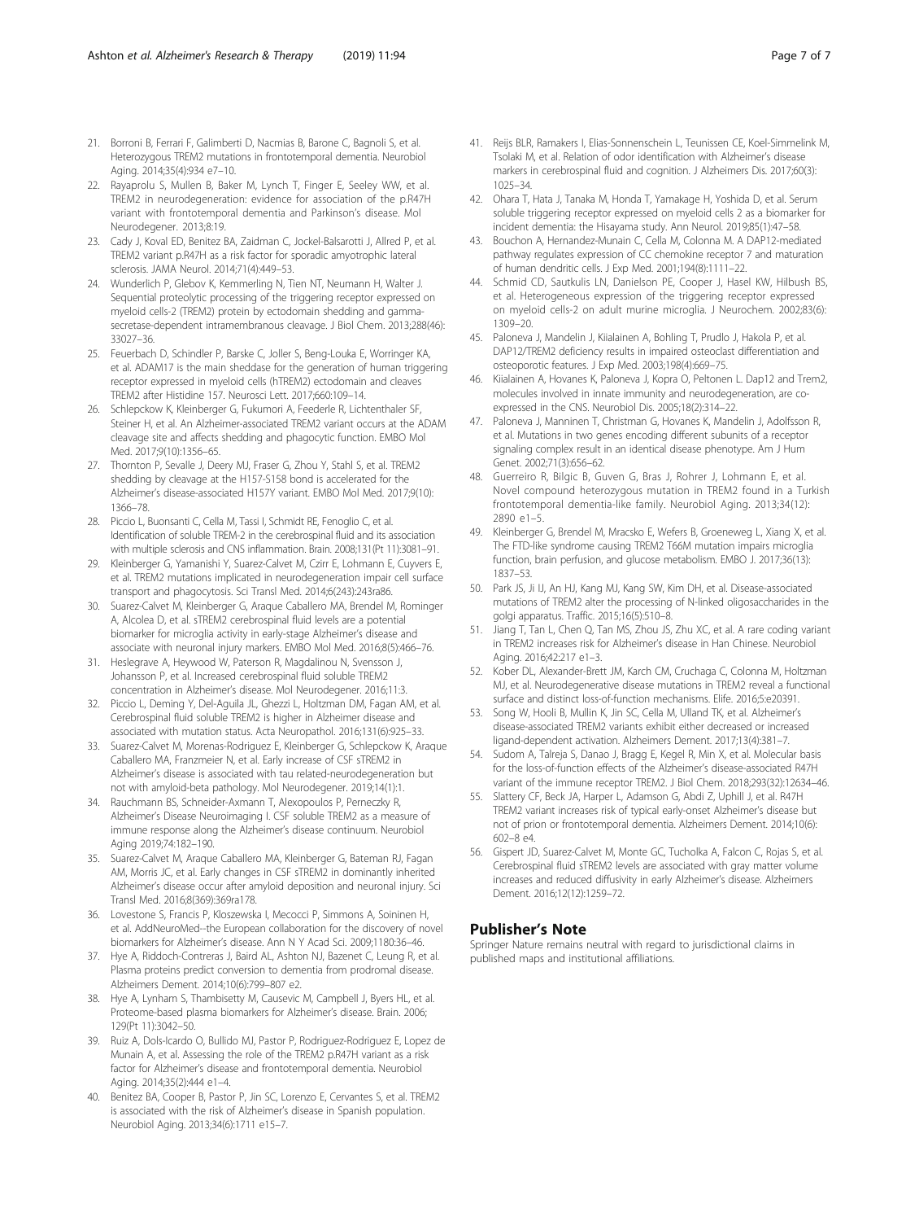21. Borroni B, Ferrari F, Galimberti D, Nacmias B, Barone C, Bagnoli S, et al. Heterozygous TREM2 mutations in frontotemporal dementia. Neurobiol Aging. 2014;35(4):934 e7–10.
22. Rayaprolu S, Mullen B, Baker M, Lynch T, Finger E, Seeley WW, et al. TREM2 in neurodegeneration: evidence for association of the p.R47H variant with frontotemporal dementia and Parkinson's disease. Mol Neurodegener. 2013;8:19.
23. Cady J, Koval ED, Benitez BA, Zaidman C, Jockel-Balsarotti J, Allred P, et al. TREM2 variant p.R47H as a risk factor for sporadic amyotrophic lateral sclerosis. JAMA Neurol. 2014;71(4):449–53.
24. Wunderlich P, Glebov K, Kemmerling N, Tien NT, Neumann H, Walter J. Sequential proteolytic processing of the triggering receptor expressed on myeloid cells-2 (TREM2) protein by ectodomain shedding and gamma-secretase-dependent intramembranous cleavage. J Biol Chem. 2013;288(46): 33027–36.
25. Feuerbach D, Schindler P, Barske C, Joller S, Beng-Louka E, Worringer KA, et al. ADAM17 is the main sheddase for the generation of human triggering receptor expressed in myeloid cells (hTREM2) ectodomain and cleaves TREM2 after Histidine 157. Neurosci Lett. 2017;660:109–14.
26. Schlepckow K, Kleinberger G, Fukumori A, Feederle R, Lichtenthaler SF, Steiner H, et al. An Alzheimer-associated TREM2 variant occurs at the ADAM cleavage site and affects shedding and phagocytic function. EMBO Mol Med. 2017;9(10):1356–65.
27. Thornton P, Sevalle J, Deery MJ, Fraser G, Zhou Y, Stahl S, et al. TREM2 shedding by cleavage at the H157-S158 bond is accelerated for the Alzheimer's disease-associated H157Y variant. EMBO Mol Med. 2017;9(10): 1366–78.
28. Piccio L, Buonsanti C, Cella M, Tassi I, Schmidt RE, Fenoglio C, et al. Identification of soluble TREM-2 in the cerebrospinal fluid and its association with multiple sclerosis and CNS inflammation. Brain. 2008;131(Pt 11):3081–91.
29. Kleinberger G, Yamanishi Y, Suarez-Calvet M, Czirr E, Lohmann E, Cuyvers E, et al. TREM2 mutations implicated in neurodegeneration impair cell surface transport and phagocytosis. Sci Transl Med. 2014;6(243):243ra86.
30. Suarez-Calvet M, Kleinberger G, Araque Caballero MA, Brendel M, Rominger A, Alcolea D, et al. sTREM2 cerebrospinal fluid levels are a potential biomarker for microglia activity in early-stage Alzheimer's disease and associate with neuronal injury markers. EMBO Mol Med. 2016;8(5):466–76.
31. Heslegrave A, Heywood W, Paterson R, Magdalinou N, Svensson J, Johansson P, et al. Increased cerebrospinal fluid soluble TREM2 concentration in Alzheimer's disease. Mol Neurodegener. 2016;11:3.
32. Piccio L, Deming Y, Del-Aguila JL, Ghezzi L, Holtzman DM, Fagan AM, et al. Cerebrospinal fluid soluble TREM2 is higher in Alzheimer disease and associated with mutation status. Acta Neuropathol. 2016;131(6):925–33.
33. Suarez-Calvet M, Morenas-Rodriguez E, Kleinberger G, Schlepckow K, Araque Caballero MA, Franzmeier N, et al. Early increase of CSF sTREM2 in Alzheimer's disease is associated with tau related-neurodegeneration but not with amyloid-beta pathology. Mol Neurodegener. 2019;14(1):1.
34. Rauchmann BS, Schneider-Axmann T, Alexopoulos P, Perneczky R, Alzheimer's Disease Neuroimaging I. CSF soluble TREM2 as a measure of immune response along the Alzheimer's disease continuum. Neurobiol Aging 2019;74:182–190.
35. Suarez-Calvet M, Araque Caballero MA, Kleinberger G, Bateman RJ, Fagan AM, Morris JC, et al. Early changes in CSF sTREM2 in dominantly inherited Alzheimer's disease occur after amyloid deposition and neuronal injury. Sci Transl Med. 2016;8(369):369ra178.
36. Lovestone S, Francis P, Kloszewska I, Mecocci P, Simmons A, Soininen H, et al. AddNeuroMed--the European collaboration for the discovery of novel biomarkers for Alzheimer's disease. Ann N Y Acad Sci. 2009;1180:36–46.
37. Hye A, Riddoch-Contreras J, Baird AL, Ashton NJ, Bazenet C, Leung R, et al. Plasma proteins predict conversion to dementia from prodromal disease. Alzheimers Dement. 2014;10(6):799–807 e2.
38. Hye A, Lynham S, Thambisetty M, Causevic M, Campbell J, Byers HL, et al. Proteome-based plasma biomarkers for Alzheimer's disease. Brain. 2006; 129(Pt 11):3042–50.
39. Ruiz A, Dols-Icardo O, Bullido MJ, Pastor P, Rodriguez-Rodriguez E, Lopez de Munain A, et al. Assessing the role of the TREM2 p.R47H variant as a risk factor for Alzheimer's disease and frontotemporal dementia. Neurobiol Aging. 2014;35(2):444 e1–4.
40. Benitez BA, Cooper B, Pastor P, Jin SC, Lorenzo E, Cervantes S, et al. TREM2 is associated with the risk of Alzheimer's disease in Spanish population. Neurobiol Aging. 2013;34(6):1711 e15–7.
41. Reijs BLR, Ramakers I, Elias-Sonnenschein L, Teunissen CE, Koel-Simmelink M, Tsolaki M, et al. Relation of odor identification with Alzheimer's disease markers in cerebrospinal fluid and cognition. J Alzheimers Dis. 2017;60(3): 1025–34.
42. Ohara T, Hata J, Tanaka M, Honda T, Yamakage H, Yoshida D, et al. Serum soluble triggering receptor expressed on myeloid cells 2 as a biomarker for incident dementia: the Hisayama study. Ann Neurol. 2019;85(1):47–58.
43. Bouchon A, Hernandez-Munain C, Cella M, Colonna M. A DAP12-mediated pathway regulates expression of CC chemokine receptor 7 and maturation of human dendritic cells. J Exp Med. 2001;194(8):1111–22.
44. Schmid CD, Sautkulis LN, Danielson PE, Cooper J, Hasel KW, Hilbush BS, et al. Heterogeneous expression of the triggering receptor expressed on myeloid cells-2 on adult murine microglia. J Neurochem. 2002;83(6): 1309–20.
45. Paloneva J, Mandelin J, Kiialainen A, Bohling T, Prudlo J, Hakola P, et al. DAP12/TREM2 deficiency results in impaired osteoclast differentiation and osteoporotic features. J Exp Med. 2003;198(4):669–75.
46. Kiialainen A, Hovanes K, Paloneva J, Kopra O, Peltonen L. Dap12 and Trem2, molecules involved in innate immunity and neurodegeneration, are co-expressed in the CNS. Neurobiol Dis. 2005;18(2):314–22.
47. Paloneva J, Manninen T, Christman G, Hovanes K, Mandelin J, Adolfsson R, et al. Mutations in two genes encoding different subunits of a receptor signaling complex result in an identical disease phenotype. Am J Hum Genet. 2002;71(3):656–62.
48. Guerreiro R, Bilgic B, Guven G, Bras J, Rohrer J, Lohmann E, et al. Novel compound heterozygous mutation in TREM2 found in a Turkish frontotemporal dementia-like family. Neurobiol Aging. 2013;34(12): 2890 e1–5.
49. Kleinberger G, Brendel M, Mracsko E, Wefers B, Groeneweg L, Xiang X, et al. The FTD-like syndrome causing TREM2 T66M mutation impairs microglia function, brain perfusion, and glucose metabolism. EMBO J. 2017;36(13): 1837–53.
50. Park JS, Ji IJ, An HJ, Kang MJ, Kang SW, Kim DH, et al. Disease-associated mutations of TREM2 alter the processing of N-linked oligosaccharides in the golgi apparatus. Traffic. 2015;16(5):510–8.
51. Jiang T, Tan L, Chen Q, Tan MS, Zhou JS, Zhu XC, et al. A rare coding variant in TREM2 increases risk for Alzheimer's disease in Han Chinese. Neurobiol Aging. 2016;42:217 e1–3.
52. Kober DL, Alexander-Brett JM, Karch CM, Cruchaga C, Colonna M, Holtzman MJ, et al. Neurodegenerative disease mutations in TREM2 reveal a functional surface and distinct loss-of-function mechanisms. Elife. 2016;5:e20391.
53. Song W, Hooli B, Mullin K, Jin SC, Cella M, Ulland TK, et al. Alzheimer's disease-associated TREM2 variants exhibit either decreased or increased ligand-dependent activation. Alzheimers Dement. 2017;13(4):381–7.
54. Sudom A, Talreja S, Danao J, Bragg E, Kegel R, Min X, et al. Molecular basis for the loss-of-function effects of the Alzheimer's disease-associated R47H variant of the immune receptor TREM2. J Biol Chem. 2018;293(32):12634–46.
55. Slattery CF, Beck JA, Harper L, Adamson G, Abdi Z, Uphill J, et al. R47H TREM2 variant increases risk of typical early-onset Alzheimer's disease but not of prion or frontotemporal dementia. Alzheimers Dement. 2014;10(6): 602–8 e4.
56. Gispert JD, Suarez-Calvet M, Monte GC, Tucholka A, Falcon C, Rojas S, et al. Cerebrospinal fluid sTREM2 levels are associated with gray matter volume increases and reduced diffusivity in early Alzheimer's disease. Alzheimers Dement. 2016;12(12):1259–72.

## Publisher's Note

Springer Nature remains neutral with regard to jurisdictional claims in published maps and institutional affiliations.